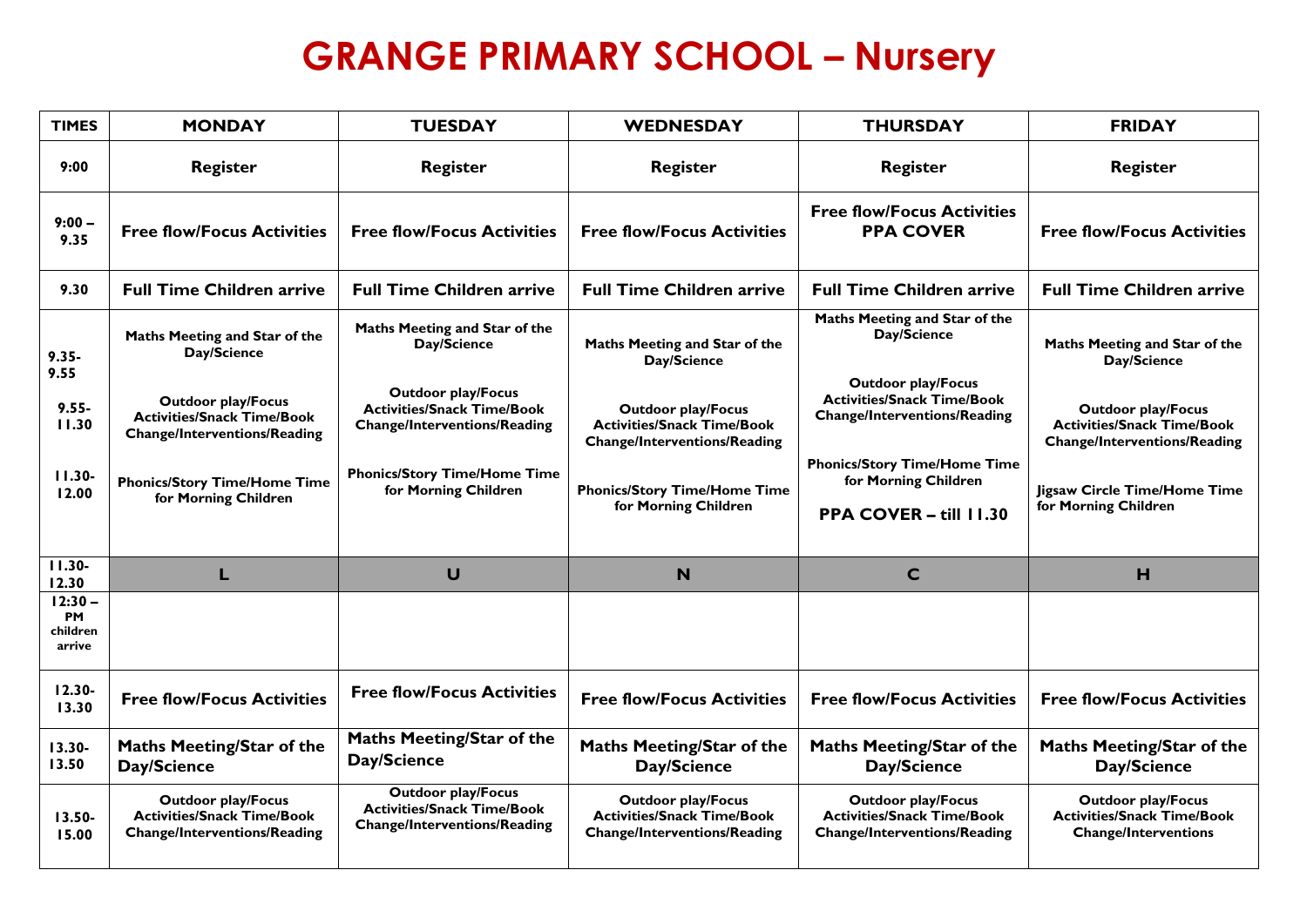# GRANGE PRIMARY SCHOOL – Nursery

| TIMES | MONDAY | TUESDAY | WEDNESDAY | THURSDAY | FRIDAY |
|---|---|---|---|---|---|
| 9:00 | Register | Register | Register | Register | Register |
| 9:00 – 9.35 | Free flow/Focus Activities | Free flow/Focus Activities | Free flow/Focus Activities | Free flow/Focus Activities PPA COVER | Free flow/Focus Activities |
| 9.30 | Full Time Children arrive | Full Time Children arrive | Full Time Children arrive | Full Time Children arrive | Full Time Children arrive |
| 9.35- 9.55<br><br>9.55- 11.30<br><br>11.30- 12.00 | Maths Meeting and Star of the Day/Science<br><br>Outdoor play/Focus Activities/Snack Time/Book Change/Interventions/Reading<br><br>Phonics/Story Time/Home Time for Morning Children | Maths Meeting and Star of the Day/Science<br><br>Outdoor play/Focus Activities/Snack Time/Book Change/Interventions/Reading<br><br>Phonics/Story Time/Home Time for Morning Children | Maths Meeting and Star of the Day/Science<br><br>Outdoor play/Focus Activities/Snack Time/Book Change/Interventions/Reading<br><br>Phonics/Story Time/Home Time for Morning Children | Maths Meeting and Star of the Day/Science<br><br>Outdoor play/Focus Activities/Snack Time/Book Change/Interventions/Reading<br><br>Phonics/Story Time/Home Time for Morning Children<br><br>PPA COVER – till 11.30 | Maths Meeting and Star of the Day/Science<br><br>Outdoor play/Focus Activities/Snack Time/Book Change/Interventions/Reading<br><br>Jigsaw Circle Time/Home Time for Morning Children |
| 11.30- 12.30 | L | U | N | C | H |
| 12:30 – PM children arrive | | | | | |
| 12.30- 13.30 | Free flow/Focus Activities | Free flow/Focus Activities | Free flow/Focus Activities | Free flow/Focus Activities | Free flow/Focus Activities |
| 13.30- 13.50 | Maths Meeting/Star of the Day/Science | Maths Meeting/Star of the Day/Science | Maths Meeting/Star of the Day/Science | Maths Meeting/Star of the Day/Science | Maths Meeting/Star of the Day/Science |
| 13.50- 15.00 | Outdoor play/Focus Activities/Snack Time/Book Change/Interventions/Reading | Outdoor play/Focus Activities/Snack Time/Book Change/Interventions/Reading | Outdoor play/Focus Activities/Snack Time/Book Change/Interventions/Reading | Outdoor play/Focus Activities/Snack Time/Book Change/Interventions/Reading | Outdoor play/Focus Activities/Snack Time/Book Change/Interventions |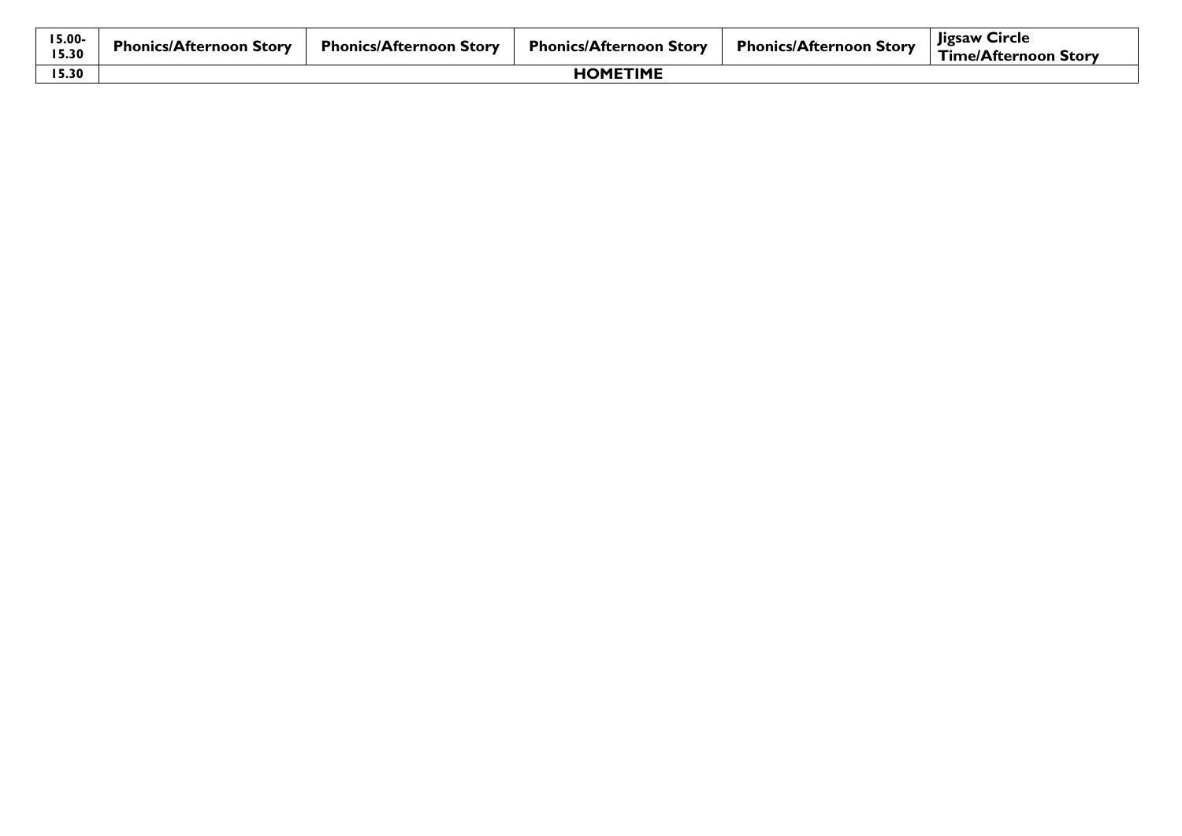| | | | | | |
|---|---|---|---|---|---|
| **15.00-15.30** | **Phonics/Afternoon Story** | **Phonics/Afternoon Story** | **Phonics/Afternoon Story** | **Phonics/Afternoon Story** | **Jigsaw Circle Time/Afternoon Story** |
| **15.30** | **HOMETIME** | | | | |